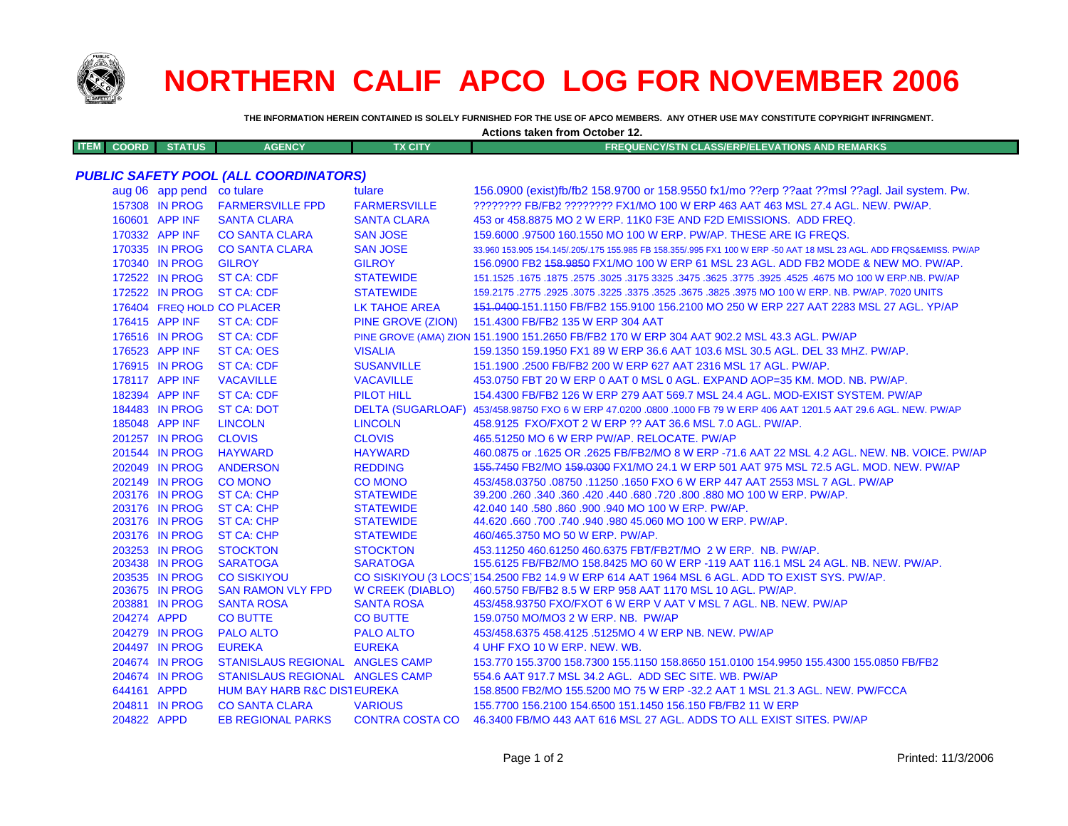# NORTHERN CALIF APCO LOG FOR NOVEMBER 2006

**THE INFORMATION HEREIN CONTAINED IS SOLELY FURNISHED FOR THE USE OF APCO MEMBERS. ANY OTHER USE MAY CONSTITUTE COPYRIGHT INFRINGMENT.**

**Actions taken from October 12.**

### *PUBLIC SAFETY POOL (ALL COORDINATORS)*

| ITEM | COORD | STATUS | AGENCY | TX CITY | FREQUENCY/STN CLASS/ERP/ELEVATIONS AND REMARKS |
|---|---|---|---|---|---|
| | aug 06 | app pend | co tulare | tulare | 156.0900 (exist)fb/fb2 158.9700 or 158.9550 fx1/mo ??erp ??aat ??msl ??agl. Jail system. Pw. |
| | 157308 | IN PROG | FARMERSVILLE FPD | FARMERSVILLE | ???????? FB/FB2 ???????? FX1/MO 100 W ERP 463 AAT 463 MSL 27.4 AGL. NEW. PW/AP. |
| | 160601 | APP INF | SANTA CLARA | SANTA CLARA | 453 or 458.8875 MO 2 W ERP. 11K0 F3E AND F2D EMISSIONS. ADD FREQ. |
| | 170332 | APP INF | CO SANTA CLARA | SAN JOSE | 159.6000 .97500 160.1550 MO 100 W ERP. PW/AP. THESE ARE IG FREQS. |
| | 170335 | IN PROG | CO SANTA CLARA | SAN JOSE | 33.960 153.905 154.145/.205/.175 155.985 FB 158.355/.995 FX1 100 W ERP -50 AAT 18 MSL 23 AGL. ADD FRQS&EMISS. PW/AP |
| | 170340 | IN PROG | GILROY | GILROY | 156.0900 FB2 ~~158.9850~~ FX1/MO 100 W ERP 61 MSL 23 AGL. ADD FB2 MODE & NEW MO. PW/AP. |
| | 172522 | IN PROG | ST CA: CDF | STATEWIDE | 151.1525 .1675 .1875 .2575 .3025 .3175 3325 .3475 .3625 .3775 .3925 .4525 .4675 MO 100 W ERP.NB. PW/AP |
| | 172522 | IN PROG | ST CA: CDF | STATEWIDE | 159.2175 .2775 .2925 .3075 .3225 .3375 .3525 .3675 .3825 .3975 MO 100 W ERP. NB. PW/AP. 7020 UNITS |
| | 176404 | FREQ HOLD | CO PLACER | LK TAHOE AREA | ~~151.0400~~ 151.1150 FB/FB2 155.9100 156.2100 MO 250 W ERP 227 AAT 2283 MSL 27 AGL. YP/AP |
| | 176415 | APP INF | ST CA: CDF | PINE GROVE (ZION) | 151.4300 FB/FB2 135 W ERP 304 AAT |
| | 176516 | IN PROG | ST CA: CDF | PINE GROVE (AMA) ZION | 151.1900 151.2650 FB/FB2 170 W ERP 304 AAT 902.2 MSL 43.3 AGL. PW/AP |
| | 176523 | APP INF | ST CA: OES | VISALIA | 159.1350 159.1950 FX1 89 W ERP 36.6 AAT 103.6 MSL 30.5 AGL. DEL 33 MHZ. PW/AP. |
| | 176915 | IN PROG | ST CA: CDF | SUSANVILLE | 151.1900 .2500 FB/FB2 200 W ERP 627 AAT 2316 MSL 17 AGL. PW/AP. |
| | 178117 | APP INF | VACAVILLE | VACAVILLE | 453.0750 FBT 20 W ERP 0 AAT 0 MSL 0 AGL. EXPAND AOP=35 KM. MOD. NB. PW/AP. |
| | 182394 | APP INF | ST CA: CDF | PILOT HILL | 154.4300 FB/FB2 126 W ERP 279 AAT 569.7 MSL 24.4 AGL. MOD-EXIST SYSTEM. PW/AP |
| | 184483 | IN PROG | ST CA: DOT | DELTA (SUGARLOAF) | 453/458.98750 FXO 6 W ERP 47.0200 .0800 .1000 FB 79 W ERP 406 AAT 1201.5 AAT 29.6 AGL. NEW. PW/AP |
| | 185048 | APP INF | LINCOLN | LINCOLN | 458.9125 FXO/FXOT 2 W ERP ?? AAT 36.6 MSL 7.0 AGL. PW/AP. |
| | 201257 | IN PROG | CLOVIS | CLOVIS | 465.51250 MO 6 W ERP PW/AP. RELOCATE. PW/AP |
| | 201544 | IN PROG | HAYWARD | HAYWARD | 460.0875 or .1625 OR .2625 FB/FB2/MO 8 W ERP -71.6 AAT 22 MSL 4.2 AGL. NEW. NB. VOICE. PW/AP |
| | 202049 | IN PROG | ANDERSON | REDDING | ~~155.7450~~ FB2/MO ~~159.0300~~ FX1/MO 24.1 W ERP 501 AAT 975 MSL 72.5 AGL. MOD. NEW. PW/AP |
| | 202149 | IN PROG | CO MONO | CO MONO | 453/458.03750 .08750 .11250 .1650 FXO 6 W ERP 447 AAT 2553 MSL 7 AGL. PW/AP |
| | 203176 | IN PROG | ST CA: CHP | STATEWIDE | 39.200 .260 .340 .360 .420 .440 .680 .720 .800 .880 MO 100 W ERP. PW/AP. |
| | 203176 | IN PROG | ST CA: CHP | STATEWIDE | 42.040 140 .580 .860 .900 .940 MO 100 W ERP. PW/AP. |
| | 203176 | IN PROG | ST CA: CHP | STATEWIDE | 44.620 .660 .700 .740 .940 .980 45.060 MO 100 W ERP. PW/AP. |
| | 203176 | IN PROG | ST CA: CHP | STATEWIDE | 460/465.3750 MO 50 W ERP. PW/AP. |
| | 203253 | IN PROG | STOCKTON | STOCKTON | 453.11250 460.61250 460.6375 FBT/FB2T/MO 2 W ERP. NB. PW/AP. |
| | 203438 | IN PROG | SARATOGA | SARATOGA | 155.6125 FB/FB2/MO 158.8425 MO 60 W ERP -119 AAT 116.1 MSL 24 AGL. NB. NEW. PW/AP. |
| | 203535 | IN PROG | CO SISKIYOU | CO SISKIYOU (3 LOCS) | 154.2500 FB2 14.9 W ERP 614 AAT 1964 MSL 6 AGL. ADD TO EXIST SYS. PW/AP. |
| | 203675 | IN PROG | SAN RAMON VLY FPD | W CREEK (DIABLO) | 460.5750 FB/FB2 8.5 W ERP 958 AAT 1170 MSL 10 AGL. PW/AP. |
| | 203881 | IN PROG | SANTA ROSA | SANTA ROSA | 453/458.93750 FXO/FXOT 6 W ERP V AAT V MSL 7 AGL. NB. NEW. PW/AP |
| | 204274 | APPD | CO BUTTE | CO BUTTE | 159.0750 MO/MO3 2 W ERP. NB. PW/AP |
| | 204279 | IN PROG | PALO ALTO | PALO ALTO | 453/458.6375 458.4125 .5125MO 4 W ERP NB. NEW. PW/AP |
| | 204497 | IN PROG | EUREKA | EUREKA | 4 UHF FXO 10 W ERP. NEW. WB. |
| | 204674 | IN PROG | STANISLAUS REGIONAL | ANGLES CAMP | 153.770 155.3700 158.7300 155.1150 158.8650 151.0100 154.9950 155.4300 155.0850 FB/FB2 |
| | 204674 | IN PROG | STANISLAUS REGIONAL | ANGLES CAMP | 554.6 AAT 917.7 MSL 34.2 AGL. ADD SEC SITE. WB. PW/AP |
| | 644161 | APPD | HUM BAY HARB R&C DIST | EUREKA | 158.8500 FB2/MO 155.5200 MO 75 W ERP -32.2 AAT 1 MSL 21.3 AGL. NEW. PW/FCCA |
| | 204811 | IN PROG | CO SANTA CLARA | VARIOUS | 155.7700 156.2100 154.6500 151.1450 156.150 FB/FB2 11 W ERP |
| | 204822 | APPD | EB REGIONAL PARKS | CONTRA COSTA CO | 46.3400 FB/MO 443 AAT 616 MSL 27 AGL. ADDS TO ALL EXIST SITES. PW/AP |

Printed: 11/3/2006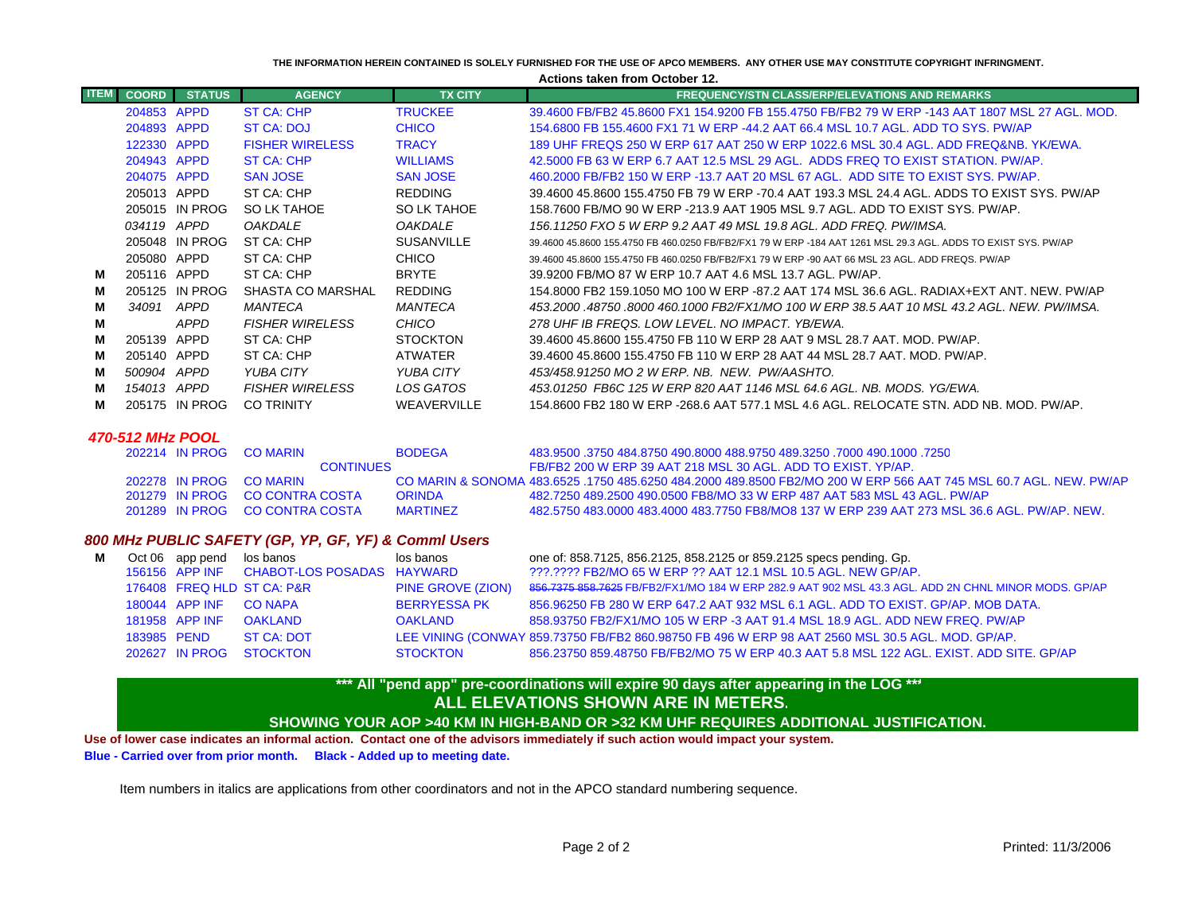THE INFORMATION HEREIN CONTAINED IS SOLELY FURNISHED FOR THE USE OF APCO MEMBERS. ANY OTHER USE MAY CONSTITUTE COPYRIGHT INFRINGMENT.

**Actions taken from October 12.**

| ITEM | COORD | STATUS | AGENCY | TX CITY | FREQUENCY/STN CLASS/ERP/ELEVATIONS AND REMARKS |
|---|---|---|---|---|---|
| | 204853 | APPD | ST CA: CHP | TRUCKEE | 39.4600 FB/FB2 45.8600 FX1 154.9200 FB 155.4750 FB/FB2 79 W ERP -143 AAT 1807 MSL 27 AGL. MOD. |
| | 204893 | APPD | ST CA: DOJ | CHICO | 154.6800 FB 155.4600 FX1 71 W ERP -44.2 AAT 66.4 MSL 10.7 AGL. ADD TO SYS. PW/AP |
| | 122330 | APPD | FISHER WIRELESS | TRACY | 189 UHF FREQS 250 W ERP 617 AAT 250 W ERP 1022.6 MSL 30.4 AGL. ADD FREQ&NB. YK/EWA. |
| | 204943 | APPD | ST CA: CHP | WILLIAMS | 42.5000 FB 63 W ERP 6.7 AAT 12.5 MSL 29 AGL. ADDS FREQ TO EXIST STATION. PW/AP. |
| | 204075 | APPD | SAN JOSE | SAN JOSE | 460.2000 FB/FB2 150 W ERP -13.7 AAT 20 MSL 67 AGL. ADD SITE TO EXIST SYS. PW/AP. |
| | 205013 | APPD | ST CA: CHP | REDDING | 39.4600 45.8600 155.4750 FB 79 W ERP -70.4 AAT 193.3 MSL 24.4 AGL. ADDS TO EXIST SYS. PW/AP |
| | 205015 | IN PROG | SO LK TAHOE | SO LK TAHOE | 158.7600 FB/MO 90 W ERP -213.9 AAT 1905 MSL 9.7 AGL. ADD TO EXIST SYS. PW/AP. |
| | *034119* | *APPD* | *OAKDALE* | *OAKDALE* | *156.11250 FXO 5 W ERP 9.2 AAT 49 MSL 19.8 AGL. ADD FREQ. PW/IMSA.* |
| | 205048 | IN PROG | ST CA: CHP | SUSANVILLE | 39.4600 45.8600 155.4750 FB 460.0250 FB/FB2/FX1 79 W ERP -184 AAT 1261 MSL 29.3 AGL. ADDS TO EXIST SYS. PW/AP |
| | 205080 | APPD | ST CA: CHP | CHICO | 39.4600 45.8600 155.4750 FB 460.0250 FB/FB2/FX1 79 W ERP -90 AAT 66 MSL 23 AGL. ADD FREQS. PW/AP |
| M | 205116 | APPD | ST CA: CHP | BRYTE | 39.9200 FB/MO 87 W ERP 10.7 AAT 4.6 MSL 13.7 AGL. PW/AP. |
| M | 205125 | IN PROG | SHASTA CO MARSHAL | REDDING | 154.8000 FB2 159.1050 MO 100 W ERP -87.2 AAT 174 MSL 36.6 AGL. RADIAX+EXT ANT. NEW. PW/AP |
| M | *34091* | *APPD* | *MANTECA* | *MANTECA* | *453.2000 .48750 .8000 460.1000 FB2/FX1/MO 100 W ERP 38.5 AAT 10 MSL 43.2 AGL. NEW. PW/IMSA.* |
| M | | *APPD* | *FISHER WIRELESS* | *CHICO* | *278 UHF IB FREQS. LOW LEVEL. NO IMPACT. YB/EWA.* |
| M | 205139 | APPD | ST CA: CHP | STOCKTON | 39.4600 45.8600 155.4750 FB 110 W ERP 28 AAT 9 MSL 28.7 AAT. MOD. PW/AP. |
| M | 205140 | APPD | ST CA: CHP | ATWATER | 39.4600 45.8600 155.4750 FB 110 W ERP 28 AAT 44 MSL 28.7 AAT. MOD. PW/AP. |
| M | *500904* | *APPD* | *YUBA CITY* | *YUBA CITY* | *453/458.91250 MO 2 W ERP. NB. NEW. PW/AASHTO.* |
| M | *154013* | *APPD* | *FISHER WIRELESS* | *LOS GATOS* | *453.01250 FB6C 125 W ERP 820 AAT 1146 MSL 64.6 AGL. NB. MODS. YG/EWA.* |
| M | 205175 | IN PROG | CO TRINITY | WEAVERVILLE | 154.8600 FB2 180 W ERP -268.6 AAT 577.1 MSL 4.6 AGL. RELOCATE STN. ADD NB. MOD. PW/AP. |

### *470-512 MHz POOL*

| ITEM | COORD | STATUS | AGENCY | TX CITY | FREQUENCY/STN CLASS/ERP/ELEVATIONS AND REMARKS |
|---|---|---|---|---|---|
| | 202214 | IN PROG | CO MARIN | BODEGA | 483.9500 .3750 484.8750 490.8000 488.9750 489.3250 .7000 490.1000 .7250 |
| | | | CONTINUES | | FB/FB2 200 W ERP 39 AAT 218 MSL 30 AGL. ADD TO EXIST. YP/AP. |
| | 202278 | IN PROG | CO MARIN | CO MARIN & SONOMA | 483.6525 .1750 485.6250 484.2000 489.8500 FB2/MO 200 W ERP 566 AAT 745 MSL 60.7 AGL. NEW. PW/AP |
| | 201279 | IN PROG | CO CONTRA COSTA | ORINDA | 482.7250 489.2500 490.0500 FB8/MO 33 W ERP 487 AAT 583 MSL 43 AGL. PW/AP |
| | 201289 | IN PROG | CO CONTRA COSTA | MARTINEZ | 482.5750 483.0000 483.4000 483.7750 FB8/MO8 137 W ERP 239 AAT 273 MSL 36.6 AGL. PW/AP. NEW. |

### *800 MHz PUBLIC SAFETY (GP, YP, GF, YF) & Comml Users*

| ITEM | COORD | STATUS | AGENCY | TX CITY | FREQUENCY/STN CLASS/ERP/ELEVATIONS AND REMARKS |
|---|---|---|---|---|---|
| M | Oct 06 | app pend | los banos | los banos | one of: 858.7125, 856.2125, 858.2125 or 859.2125 specs pending. Gp. |
| | 156156 | APP INF | CHABOT-LOS POSADAS | HAYWARD | ???.???? FB2/MO 65 W ERP ?? AAT 12.1 MSL 10.5 AGL. NEW GP/AP. |
| | 176408 | FREQ HLD | ST CA: P&R | PINE GROVE (ZION) | ~~856.7375 858.7625~~ FB/FB2/FX1/MO 184 W ERP 282.9 AAT 902 MSL 43.3 AGL. ADD 2N CHNL MINOR MODS. GP/AP |
| | 180044 | APP INF | CO NAPA | BERRYESSA PK | 856.96250 FB 280 W ERP 647.2 AAT 932 MSL 6.1 AGL. ADD TO EXIST. GP/AP. MOB DATA. |
| | 181958 | APP INF | OAKLAND | OAKLAND | 858.93750 FB2/FX1/MO 105 W ERP -3 AAT 91.4 MSL 18.9 AGL. ADD NEW FREQ. PW/AP |
| | 183985 | PEND | ST CA: DOT | LEE VINING (CONWAY | 859.73750 FB/FB2 860.98750 FB 496 W ERP 98 AAT 2560 MSL 30.5 AGL. MOD. GP/AP. |
| | 202627 | IN PROG | STOCKTON | STOCKTON | 856.23750 859.48750 FB/FB2/MO 75 W ERP 40.3 AAT 5.8 MSL 122 AGL. EXIST. ADD SITE. GP/AP |

**\*\*\* All "pend app" pre-coordinations will expire 90 days after appearing in the LOG \*\*\***

**ALL ELEVATIONS SHOWN ARE IN METERS.**

**SHOWING YOUR AOP >40 KM IN HIGH-BAND OR >32 KM UHF REQUIRES ADDITIONAL JUSTIFICATION.**

**Use of lower case indicates an informal action. Contact one of the advisors immediately if such action would impact your system.**

**Blue - Carried over from prior month. Black - Added up to meeting date.**

Item numbers in italics are applications from other coordinators and not in the APCO standard numbering sequence.

Printed: 11/3/2006